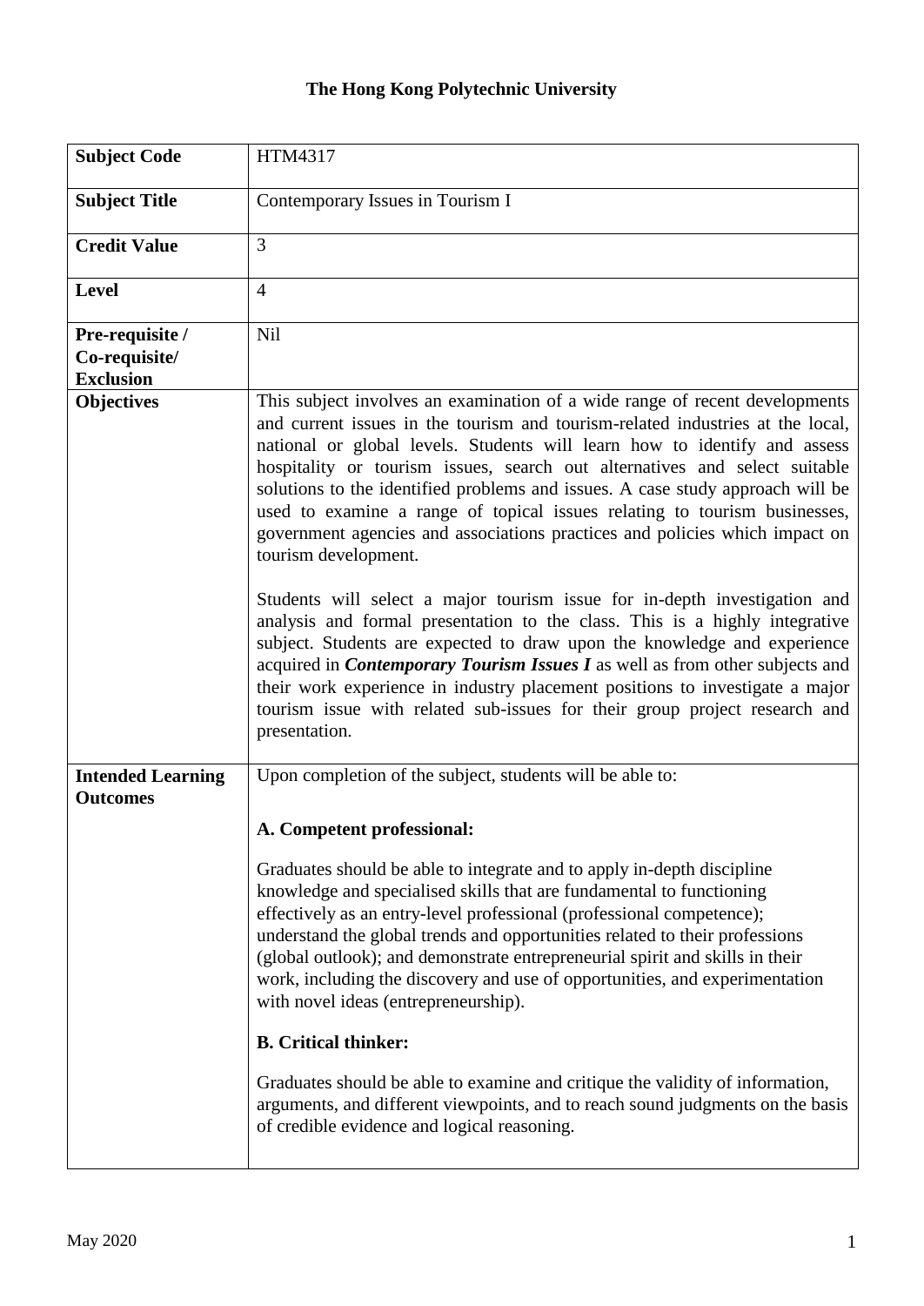# The Hong Kong Polytechnic University

| **Subject Code** | HTM4317 |
|---|---|
| **Subject Title** | Contemporary Issues in Tourism I |
| **Credit Value** | 3 |
| **Level** | 4 |
| **Pre-requisite / Co-requisite/ Exclusion** | Nil |
| **Objectives** | This subject involves an examination of a wide range of recent developments and current issues in the tourism and tourism-related industries at the local, national or global levels. Students will learn how to identify and assess hospitality or tourism issues, search out alternatives and select suitable solutions to the identified problems and issues. A case study approach will be used to examine a range of topical issues relating to tourism businesses, government agencies and associations practices and policies which impact on tourism development.<br><br>Students will select a major tourism issue for in-depth investigation and analysis and formal presentation to the class. This is a highly integrative subject. Students are expected to draw upon the knowledge and experience acquired in ***Contemporary Tourism Issues I*** as well as from other subjects and their work experience in industry placement positions to investigate a major tourism issue with related sub-issues for their group project research and presentation. |
| **Intended Learning Outcomes** | Upon completion of the subject, students will be able to:<br><br>**A. Competent professional:**<br><br>Graduates should be able to integrate and to apply in-depth discipline knowledge and specialised skills that are fundamental to functioning effectively as an entry-level professional (professional competence); understand the global trends and opportunities related to their professions (global outlook); and demonstrate entrepreneurial spirit and skills in their work, including the discovery and use of opportunities, and experimentation with novel ideas (entrepreneurship).<br><br>**B. Critical thinker:**<br><br>Graduates should be able to examine and critique the validity of information, arguments, and different viewpoints, and to reach sound judgments on the basis of credible evidence and logical reasoning. |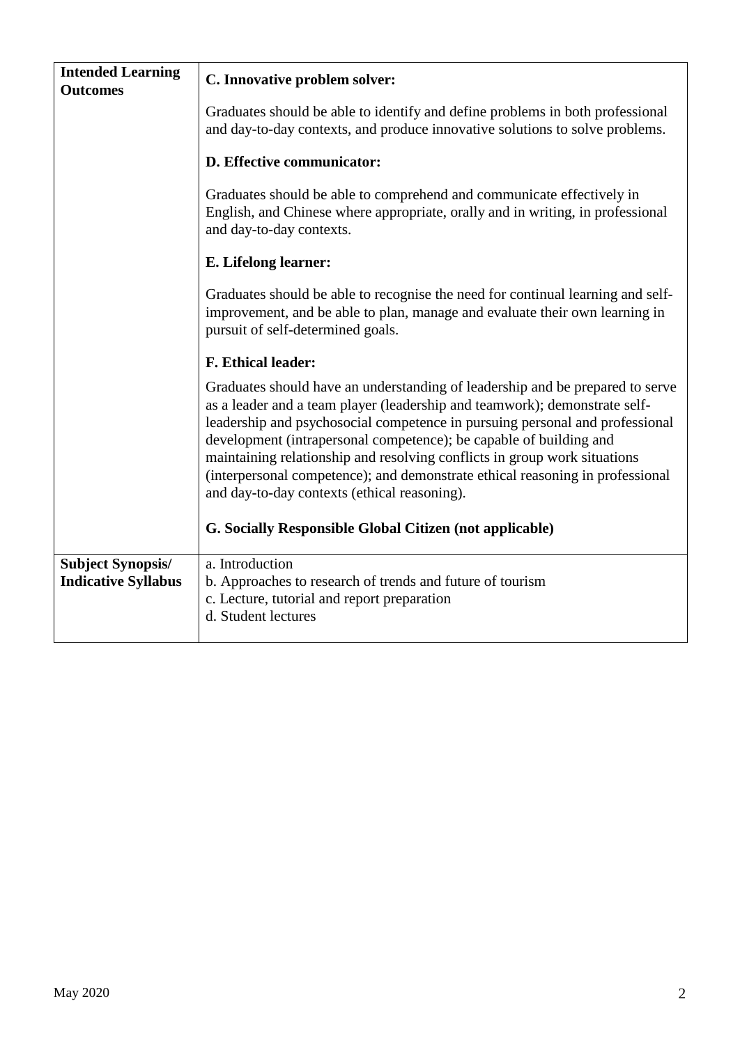| | |
|---|---|
| **Intended Learning Outcomes** | **C. Innovative problem solver:**<br><br>Graduates should be able to identify and define problems in both professional and day-to-day contexts, and produce innovative solutions to solve problems.<br><br>**D. Effective communicator:**<br><br>Graduates should be able to comprehend and communicate effectively in English, and Chinese where appropriate, orally and in writing, in professional and day-to-day contexts.<br><br>**E. Lifelong learner:**<br><br>Graduates should be able to recognise the need for continual learning and self-improvement, and be able to plan, manage and evaluate their own learning in pursuit of self-determined goals.<br><br>**F. Ethical leader:**<br><br>Graduates should have an understanding of leadership and be prepared to serve as a leader and a team player (leadership and teamwork); demonstrate self-leadership and psychosocial competence in pursuing personal and professional development (intrapersonal competence); be capable of building and maintaining relationship and resolving conflicts in group work situations (interpersonal competence); and demonstrate ethical reasoning in professional and day-to-day contexts (ethical reasoning).<br><br>**G. Socially Responsible Global Citizen (not applicable)** |
| **Subject Synopsis/ Indicative Syllabus** | a. Introduction<br>b. Approaches to research of trends and future of tourism<br>c. Lecture, tutorial and report preparation<br>d. Student lectures |

May 2020